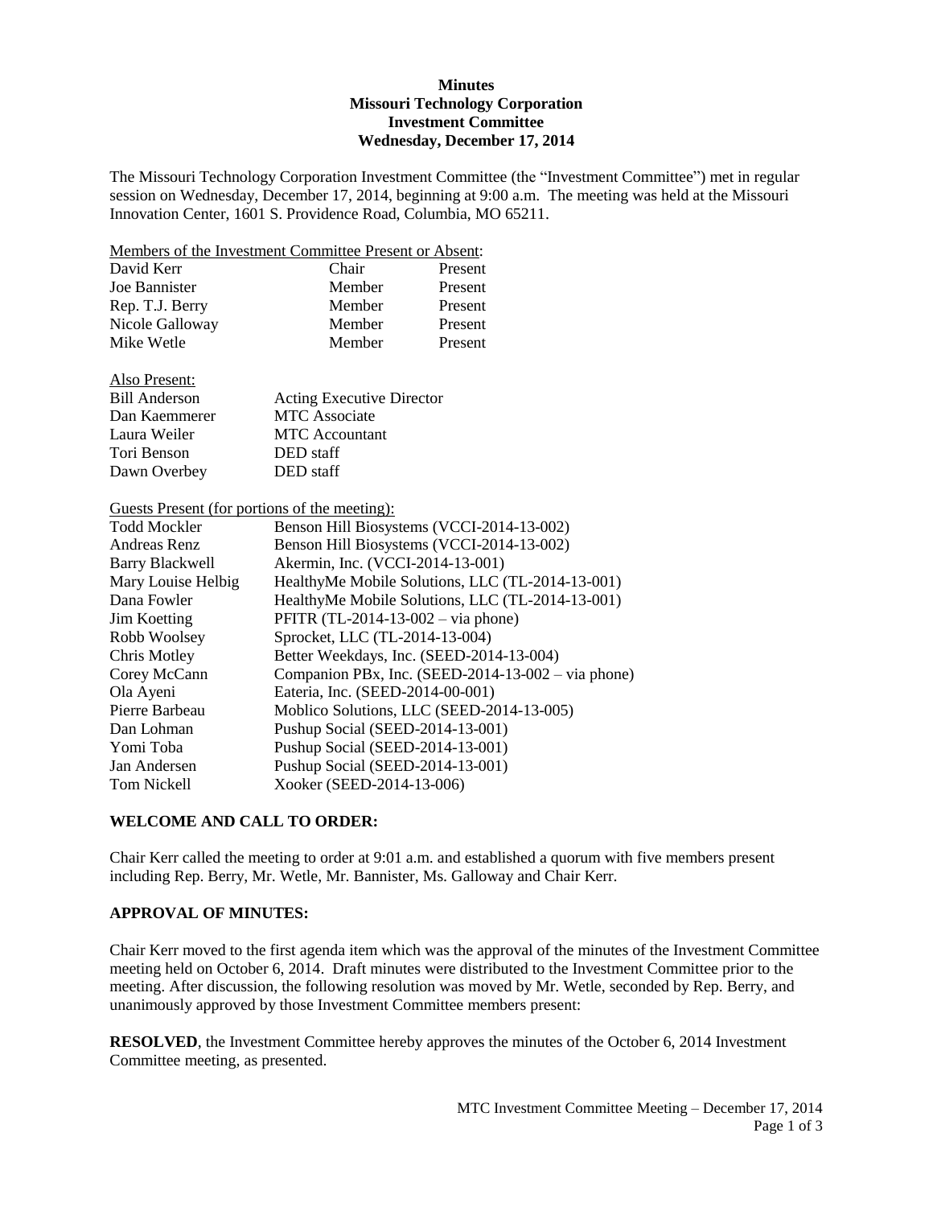# Minutes
## Missouri Technology Corporation
## Investment Committee
## Wednesday, December 17, 2014

The Missouri Technology Corporation Investment Committee (the "Investment Committee") met in regular session on Wednesday, December 17, 2014, beginning at 9:00 a.m. The meeting was held at the Missouri Innovation Center, 1601 S. Providence Road, Columbia, MO 65211.

Members of the Investment Committee Present or Absent:

| | | |
|---|---|---|
| David Kerr | Chair | Present |
| Joe Bannister | Member | Present |
| Rep. T.J. Berry | Member | Present |
| Nicole Galloway | Member | Present |
| Mike Wetle | Member | Present |

Also Present:

| | |
|---|---|
| Bill Anderson | Acting Executive Director |
| Dan Kaemmerer | MTC Associate |
| Laura Weiler | MTC Accountant |
| Tori Benson | DED staff |
| Dawn Overbey | DED staff |

Guests Present (for portions of the meeting):

| | |
|---|---|
| Todd Mockler | Benson Hill Biosystems (VCCI-2014-13-002) |
| Andreas Renz | Benson Hill Biosystems (VCCI-2014-13-002) |
| Barry Blackwell | Akermin, Inc. (VCCI-2014-13-001) |
| Mary Louise Helbig | HealthyMe Mobile Solutions, LLC (TL-2014-13-001) |
| Dana Fowler | HealthyMe Mobile Solutions, LLC (TL-2014-13-001) |
| Jim Koetting | PFITR (TL-2014-13-002 – via phone) |
| Robb Woolsey | Sprocket, LLC (TL-2014-13-004) |
| Chris Motley | Better Weekdays, Inc. (SEED-2014-13-004) |
| Corey McCann | Companion PBx, Inc. (SEED-2014-13-002 – via phone) |
| Ola Ayeni | Eateria, Inc. (SEED-2014-00-001) |
| Pierre Barbeau | Moblico Solutions, LLC (SEED-2014-13-005) |
| Dan Lohman | Pushup Social (SEED-2014-13-001) |
| Yomi Toba | Pushup Social (SEED-2014-13-001) |
| Jan Andersen | Pushup Social (SEED-2014-13-001) |
| Tom Nickell | Xooker (SEED-2014-13-006) |

### WELCOME AND CALL TO ORDER:

Chair Kerr called the meeting to order at 9:01 a.m. and established a quorum with five members present including Rep. Berry, Mr. Wetle, Mr. Bannister, Ms. Galloway and Chair Kerr.

### APPROVAL OF MINUTES:

Chair Kerr moved to the first agenda item which was the approval of the minutes of the Investment Committee meeting held on October 6, 2014. Draft minutes were distributed to the Investment Committee prior to the meeting. After discussion, the following resolution was moved by Mr. Wetle, seconded by Rep. Berry, and unanimously approved by those Investment Committee members present:

**RESOLVED**, the Investment Committee hereby approves the minutes of the October 6, 2014 Investment Committee meeting, as presented.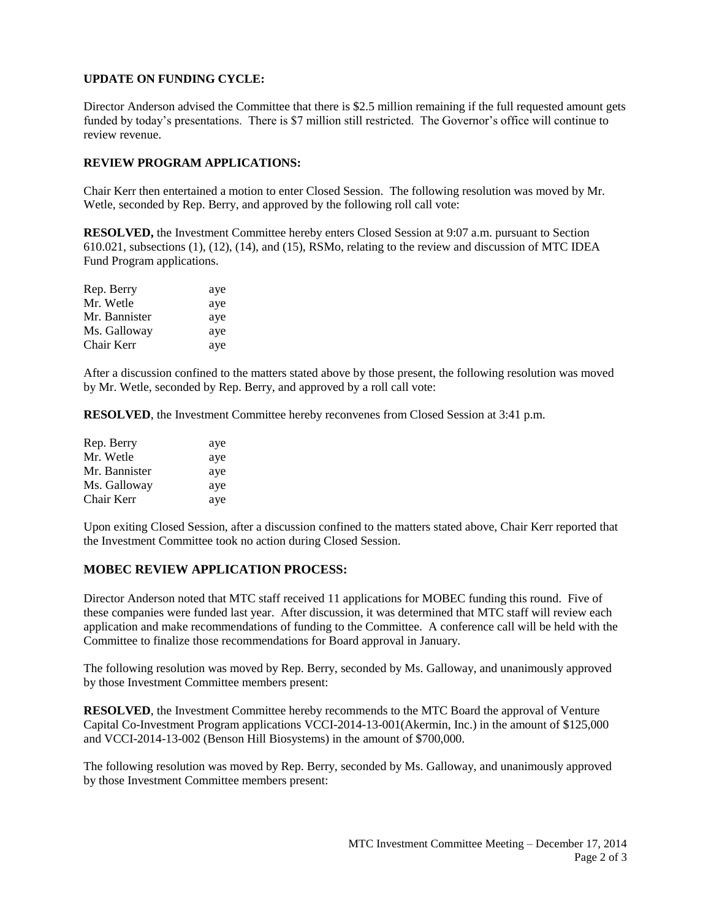**UPDATE ON FUNDING CYCLE:**

Director Anderson advised the Committee that there is $2.5 million remaining if the full requested amount gets funded by today's presentations. There is $7 million still restricted. The Governor's office will continue to review revenue.

**REVIEW PROGRAM APPLICATIONS:**

Chair Kerr then entertained a motion to enter Closed Session. The following resolution was moved by Mr. Wetle, seconded by Rep. Berry, and approved by the following roll call vote:

**RESOLVED,** the Investment Committee hereby enters Closed Session at 9:07 a.m. pursuant to Section 610.021, subsections (1), (12), (14), and (15), RSMo, relating to the review and discussion of MTC IDEA Fund Program applications.

| | |
|---|---|
| Rep. Berry | aye |
| Mr. Wetle | aye |
| Mr. Bannister | aye |
| Ms. Galloway | aye |
| Chair Kerr | aye |

After a discussion confined to the matters stated above by those present, the following resolution was moved by Mr. Wetle, seconded by Rep. Berry, and approved by a roll call vote:

**RESOLVED**, the Investment Committee hereby reconvenes from Closed Session at 3:41 p.m.

| | |
|---|---|
| Rep. Berry | aye |
| Mr. Wetle | aye |
| Mr. Bannister | aye |
| Ms. Galloway | aye |
| Chair Kerr | aye |

Upon exiting Closed Session, after a discussion confined to the matters stated above, Chair Kerr reported that the Investment Committee took no action during Closed Session.

**MOBEC REVIEW APPLICATION PROCESS:**

Director Anderson noted that MTC staff received 11 applications for MOBEC funding this round. Five of these companies were funded last year. After discussion, it was determined that MTC staff will review each application and make recommendations of funding to the Committee. A conference call will be held with the Committee to finalize those recommendations for Board approval in January.

The following resolution was moved by Rep. Berry, seconded by Ms. Galloway, and unanimously approved by those Investment Committee members present:

**RESOLVED**, the Investment Committee hereby recommends to the MTC Board the approval of Venture Capital Co-Investment Program applications VCCI-2014-13-001(Akermin, Inc.) in the amount of $125,000 and VCCI-2014-13-002 (Benson Hill Biosystems) in the amount of $700,000.

The following resolution was moved by Rep. Berry, seconded by Ms. Galloway, and unanimously approved by those Investment Committee members present: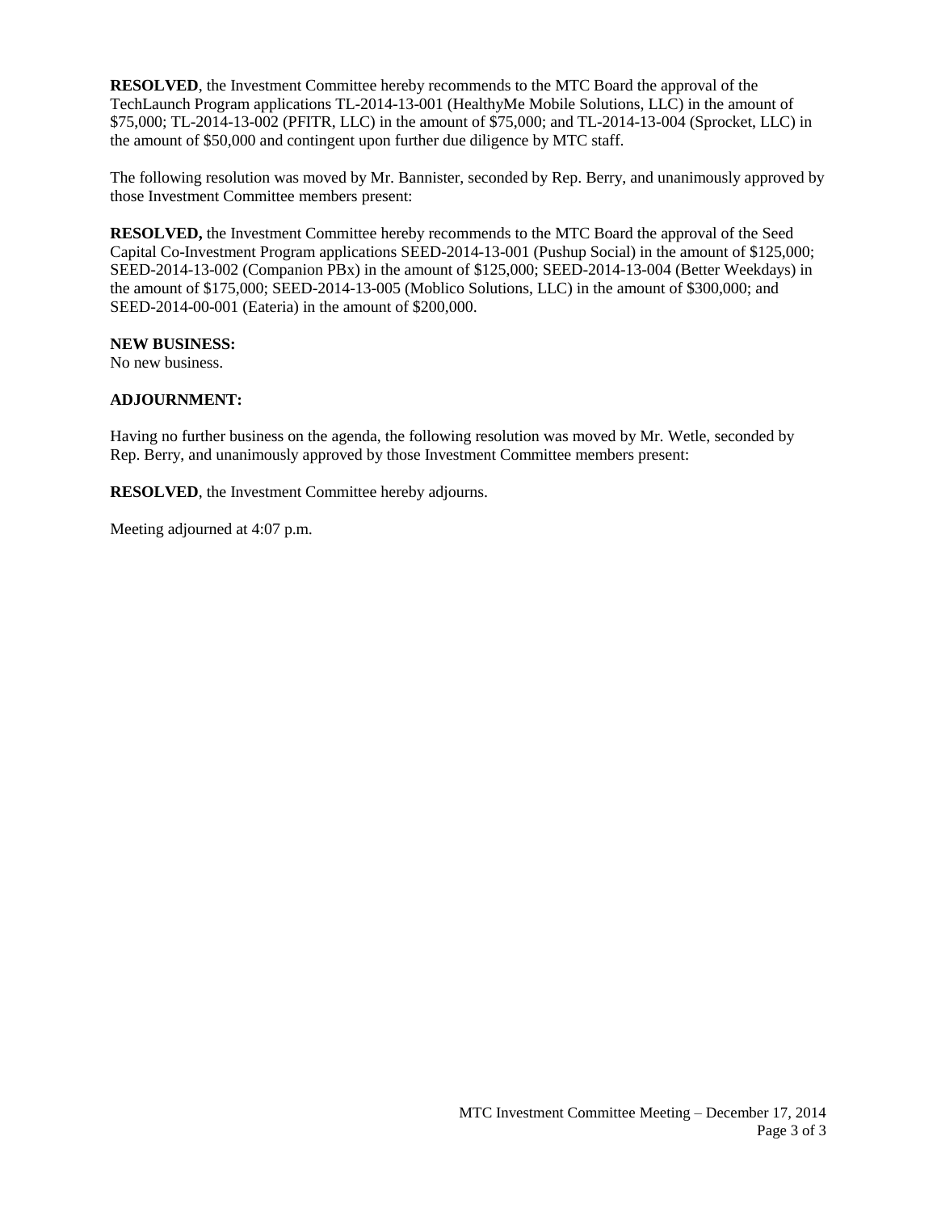**RESOLVED**, the Investment Committee hereby recommends to the MTC Board the approval of the TechLaunch Program applications TL-2014-13-001 (HealthyMe Mobile Solutions, LLC) in the amount of $75,000; TL-2014-13-002 (PFITR, LLC) in the amount of $75,000; and TL-2014-13-004 (Sprocket, LLC) in the amount of $50,000 and contingent upon further due diligence by MTC staff.

The following resolution was moved by Mr. Bannister, seconded by Rep. Berry, and unanimously approved by those Investment Committee members present:

**RESOLVED,** the Investment Committee hereby recommends to the MTC Board the approval of the Seed Capital Co-Investment Program applications SEED-2014-13-001 (Pushup Social) in the amount of $125,000; SEED-2014-13-002 (Companion PBx) in the amount of $125,000; SEED-2014-13-004 (Better Weekdays) in the amount of $175,000; SEED-2014-13-005 (Moblico Solutions, LLC) in the amount of $300,000; and SEED-2014-00-001 (Eateria) in the amount of $200,000.

**NEW BUSINESS:**
No new business.

**ADJOURNMENT:**

Having no further business on the agenda, the following resolution was moved by Mr. Wetle, seconded by Rep. Berry, and unanimously approved by those Investment Committee members present:

**RESOLVED**, the Investment Committee hereby adjourns.

Meeting adjourned at 4:07 p.m.